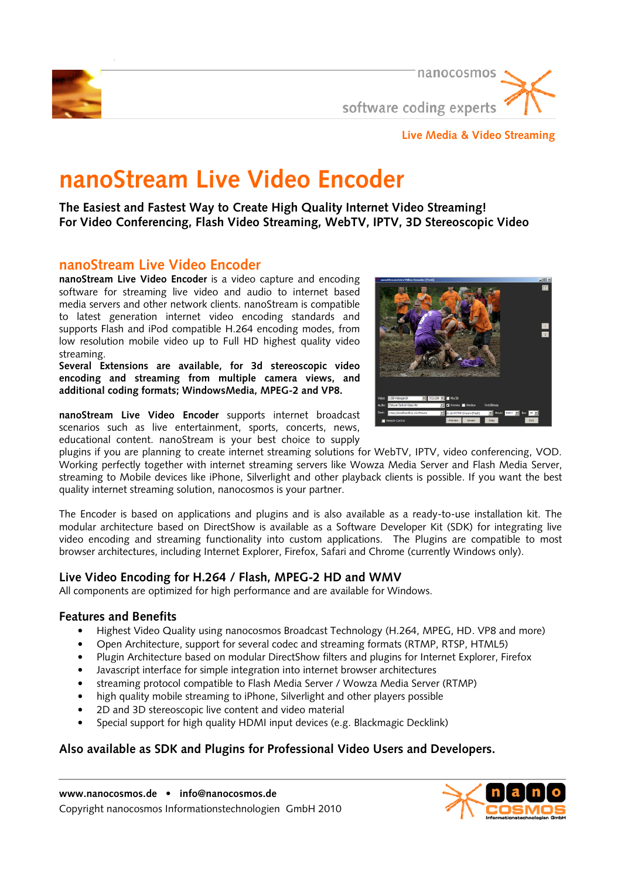nanocosmos

software coding experts

Live Media & Video Streaming

# nanoStream Live Video Encoder

**The Easiest and Fastest Way to Create High Quality Internet Video Streaming!**
**For Video Conferencing, Flash Video Streaming, WebTV, IPTV, 3D Stereoscopic Video**

## nanoStream Live Video Encoder

**nanoStream Live Video Encoder** is a video capture and encoding software for streaming live video and audio to internet based media servers and other network clients. nanoStream is compatible to latest generation internet video encoding standards and supports Flash and iPod compatible H.264 encoding modes, from low resolution mobile video up to Full HD highest quality video streaming.
**Several Extensions are available, for 3d stereoscopic video encoding and streaming from multiple camera views, and additional coding formats; WindowsMedia, MPEG-2 and VP8.**

**nanoStream Live Video Encoder** supports internet broadcast scenarios such as live entertainment, sports, concerts, news, educational content. nanoStream is your best choice to supply plugins if you are planning to create internet streaming solutions for WebTV, IPTV, video conferencing, VOD. Working perfectly together with internet streaming servers like Wowza Media Server and Flash Media Server, streaming to Mobile devices like iPhone, Silverlight and other playback clients is possible. If you want the best quality internet streaming solution, nanocosmos is your partner.

The Encoder is based on applications and plugins and is also available as a ready-to-use installation kit. The modular architecture based on DirectShow is available as a Software Developer Kit (SDK) for integrating live video encoding and streaming functionality into custom applications. The Plugins are compatible to most browser architectures, including Internet Explorer, Firefox, Safari and Chrome (currently Windows only).

### Live Video Encoding for H.264 / Flash, MPEG-2 HD and WMV

All components are optimized for high performance and are available for Windows.

### Features and Benefits

- Highest Video Quality using nanocosmos Broadcast Technology (H.264, MPEG, HD. VP8 and more)
- Open Architecture, support for several codec and streaming formats (RTMP, RTSP, HTML5)
- Plugin Architecture based on modular DirectShow filters and plugins for Internet Explorer, Firefox
- Javascript interface for simple integration into internet browser architectures
- streaming protocol compatible to Flash Media Server / Wowza Media Server (RTMP)
- high quality mobile streaming to iPhone, Silverlight and other players possible
- 2D and 3D stereoscopic live content and video material
- Special support for high quality HDMI input devices (e.g. Blackmagic Decklink)

### Also available as SDK and Plugins for Professional Video Users and Developers.

**www.nanocosmos.de** • **info@nanocosmos.de**
Copyright nanocosmos Informationstechnologien GmbH 2010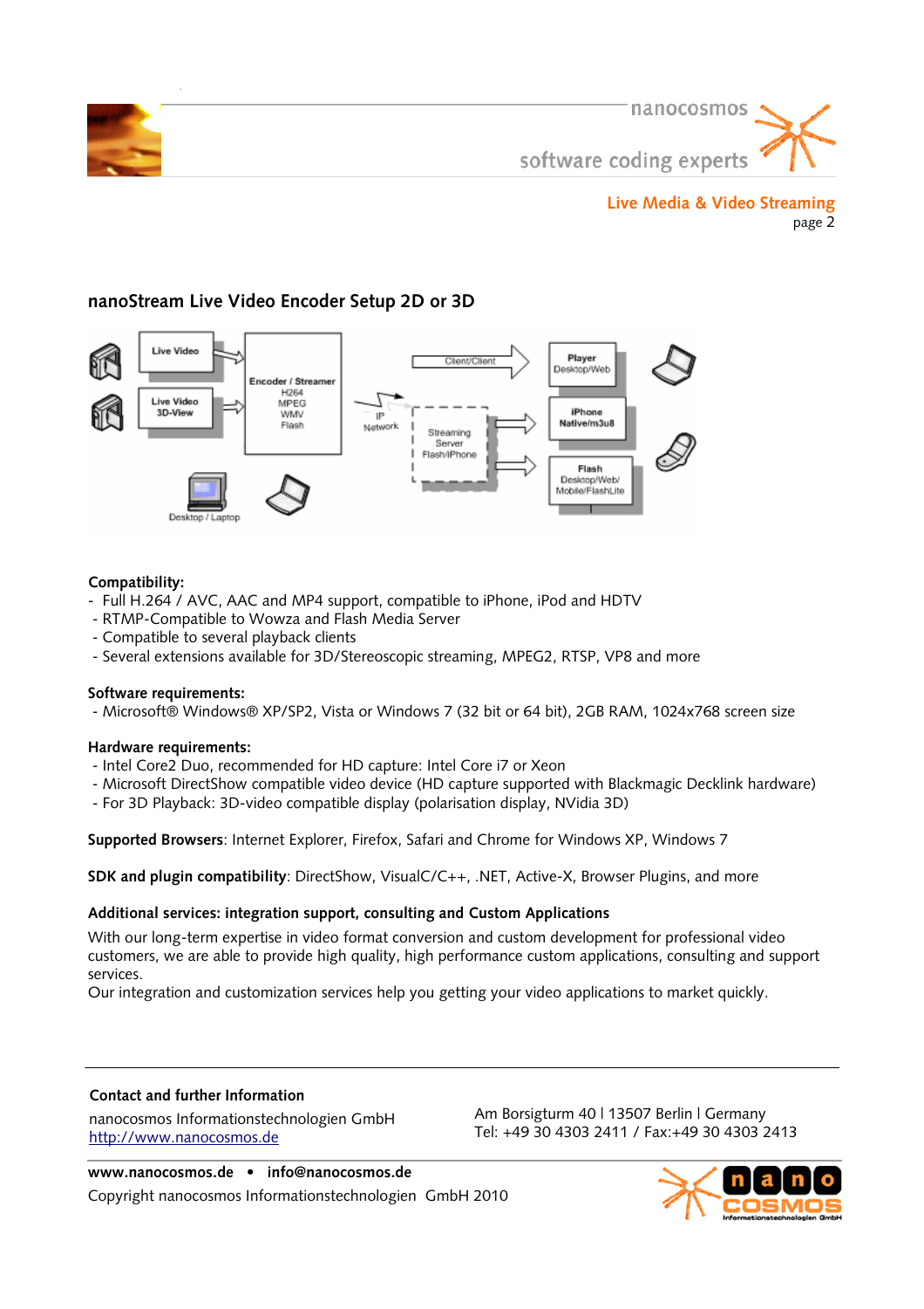## nanoStream Live Video Encoder Setup 2D or 3D

Live Video

Live Video 3D-View

Encoder / Streamer
H264
MPEG
WMV
Flash

IP Network

Client/Client

Streaming Server Flash/iPhone

Player Desktop/Web

iPhone Native/m3u8

Flash Desktop/Web/ Mobile/FlashLite

Desktop / Laptop

**Compatibility:**

- Full H.264 / AVC, AAC and MP4 support, compatible to iPhone, iPod and HDTV
- RTMP-Compatible to Wowza and Flash Media Server
- Compatible to several playback clients
- Several extensions available for 3D/Stereoscopic streaming, MPEG2, RTSP, VP8 and more

**Software requirements:**

- Microsoft® Windows® XP/SP2, Vista or Windows 7 (32 bit or 64 bit), 2GB RAM, 1024x768 screen size

**Hardware requirements:**

- Intel Core2 Duo, recommended for HD capture: Intel Core i7 or Xeon
- Microsoft DirectShow compatible video device (HD capture supported with Blackmagic Decklink hardware)
- For 3D Playback: 3D-video compatible display (polarisation display, NVidia 3D)

**Supported Browsers**: Internet Explorer, Firefox, Safari and Chrome for Windows XP, Windows 7

**SDK and plugin compatibility**: DirectShow, VisualC/C++, .NET, Active-X, Browser Plugins, and more

**Additional services: integration support, consulting and Custom Applications**

With our long-term expertise in video format conversion and custom development for professional video customers, we are able to provide high quality, high performance custom applications, consulting and support services.
Our integration and customization services help you getting your video applications to market quickly.

---

**Contact and further Information**

nanocosmos Informationstechnologien GmbH
[http://www.nanocosmos.de](http://www.nanocosmos.de)

Am Borsigturm 40 l 13507 Berlin l Germany
Tel: +49 30 4303 2411 / Fax:+49 30 4303 2413

**www.nanocosmos.de • info@nanocosmos.de**

Copyright nanocosmos Informationstechnologien GmbH 2010